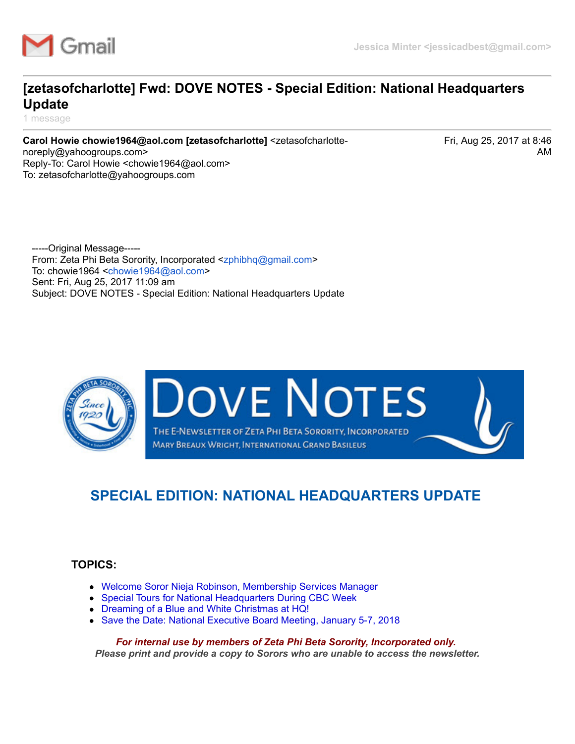Gmail

Jessica Minter <jessicadbest@gmail.com>

# [zetasofcharlotte] Fwd: DOVE NOTES - Special Edition: National Headquarters Update

1 message

**Carol Howie chowie1964@aol.com [zetasofcharlotte]** <zetasofcharlotte-noreply@yahoogroups.com>
Reply-To: Carol Howie <chowie1964@aol.com>
To: zetasofcharlotte@yahoogroups.com

Fri, Aug 25, 2017 at 8:46 AM

-----Original Message-----
From: Zeta Phi Beta Sorority, Incorporated <zphibhq@gmail.com>
To: chowie1964 <chowie1964@aol.com>
Sent: Fri, Aug 25, 2017 11:09 am
Subject: DOVE NOTES - Special Edition: National Headquarters Update

DOVE NOTES

THE E-NEWSLETTER OF ZETA PHI BETA SORORITY, INCORPORATED
MARY BREAUX WRIGHT, INTERNATIONAL GRAND BASILEUS

## SPECIAL EDITION: NATIONAL HEADQUARTERS UPDATE

**TOPICS:**

- Welcome Soror Nieja Robinson, Membership Services Manager
- Special Tours for National Headquarters During CBC Week
- Dreaming of a Blue and White Christmas at HQ!
- Save the Date: National Executive Board Meeting, January 5-7, 2018

***For internal use by members of Zeta Phi Beta Sorority, Incorporated only.***
***Please print and provide a copy to Sorors who are unable to access the newsletter.***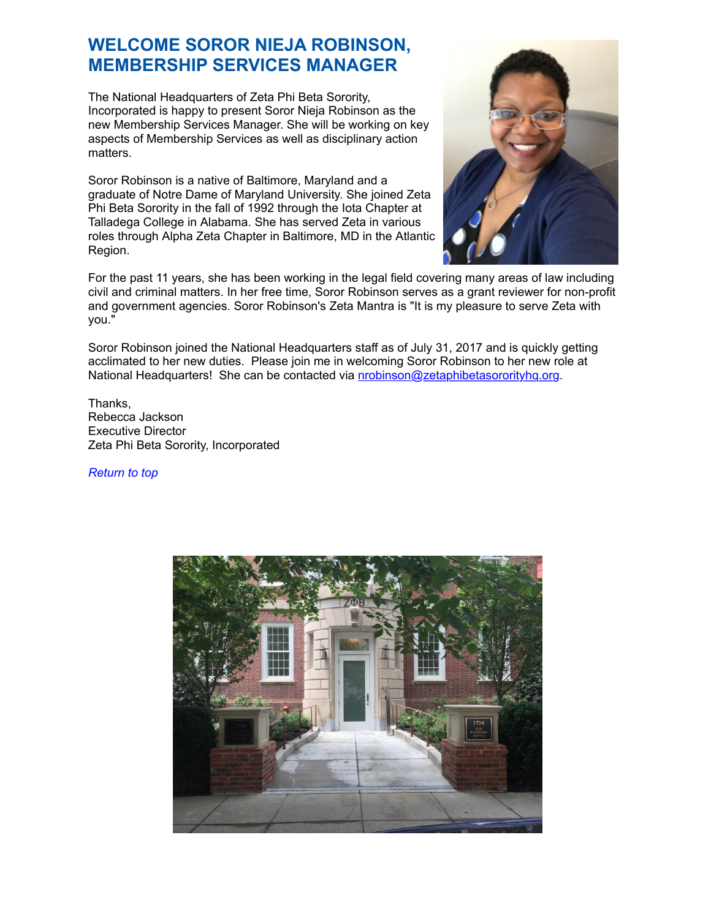## WELCOME SOROR NIEJA ROBINSON, MEMBERSHIP SERVICES MANAGER

The National Headquarters of Zeta Phi Beta Sorority, Incorporated is happy to present Soror Nieja Robinson as the new Membership Services Manager. She will be working on key aspects of Membership Services as well as disciplinary action matters.

Soror Robinson is a native of Baltimore, Maryland and a graduate of Notre Dame of Maryland University. She joined Zeta Phi Beta Sorority in the fall of 1992 through the Iota Chapter at Talladega College in Alabama. She has served Zeta in various roles through Alpha Zeta Chapter in Baltimore, MD in the Atlantic Region.

For the past 11 years, she has been working in the legal field covering many areas of law including civil and criminal matters. In her free time, Soror Robinson serves as a grant reviewer for non-profit and government agencies. Soror Robinson's Zeta Mantra is "It is my pleasure to serve Zeta with you."

Soror Robinson joined the National Headquarters staff as of July 31, 2017 and is quickly getting acclimated to her new duties. Please join me in welcoming Soror Robinson to her new role at National Headquarters! She can be contacted via nrobinson@zetaphibetasororityhq.org.

Thanks,
Rebecca Jackson
Executive Director
Zeta Phi Beta Sorority, Incorporated

*Return to top*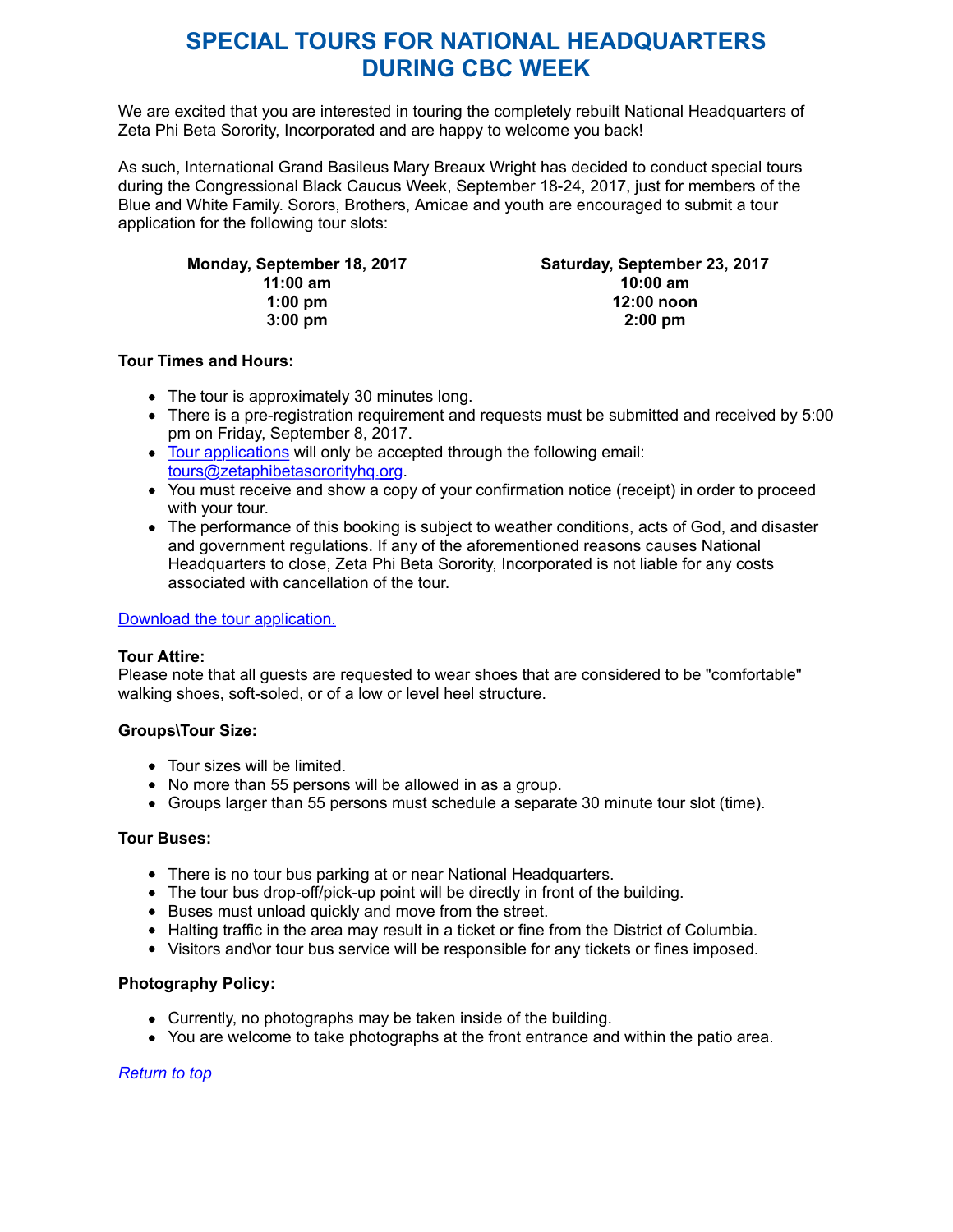# SPECIAL TOURS FOR NATIONAL HEADQUARTERS DURING CBC WEEK

We are excited that you are interested in touring the completely rebuilt National Headquarters of Zeta Phi Beta Sorority, Incorporated and are happy to welcome you back!

As such, International Grand Basileus Mary Breaux Wright has decided to conduct special tours during the Congressional Black Caucus Week, September 18-24, 2017, just for members of the Blue and White Family. Sorors, Brothers, Amicae and youth are encouraged to submit a tour application for the following tour slots:

| **Monday, September 18, 2017** | **Saturday, September 23, 2017** |
|---|---|
| **11:00 am** | **10:00 am** |
| **1:00 pm** | **12:00 noon** |
| **3:00 pm** | **2:00 pm** |

**Tour Times and Hours:**

- The tour is approximately 30 minutes long.
- There is a pre-registration requirement and requests must be submitted and received by 5:00 pm on Friday, September 8, 2017.
- Tour applications will only be accepted through the following email: tours@zetaphibetasororityhq.org.
- You must receive and show a copy of your confirmation notice (receipt) in order to proceed with your tour.
- The performance of this booking is subject to weather conditions, acts of God, and disaster and government regulations. If any of the aforementioned reasons causes National Headquarters to close, Zeta Phi Beta Sorority, Incorporated is not liable for any costs associated with cancellation of the tour.

Download the tour application.

**Tour Attire:**
Please note that all guests are requested to wear shoes that are considered to be "comfortable" walking shoes, soft-soled, or of a low or level heel structure.

**Groups\Tour Size:**

- Tour sizes will be limited.
- No more than 55 persons will be allowed in as a group.
- Groups larger than 55 persons must schedule a separate 30 minute tour slot (time).

**Tour Buses:**

- There is no tour bus parking at or near National Headquarters.
- The tour bus drop-off/pick-up point will be directly in front of the building.
- Buses must unload quickly and move from the street.
- Halting traffic in the area may result in a ticket or fine from the District of Columbia.
- Visitors and\or tour bus service will be responsible for any tickets or fines imposed.

**Photography Policy:**

- Currently, no photographs may be taken inside of the building.
- You are welcome to take photographs at the front entrance and within the patio area.

*Return to top*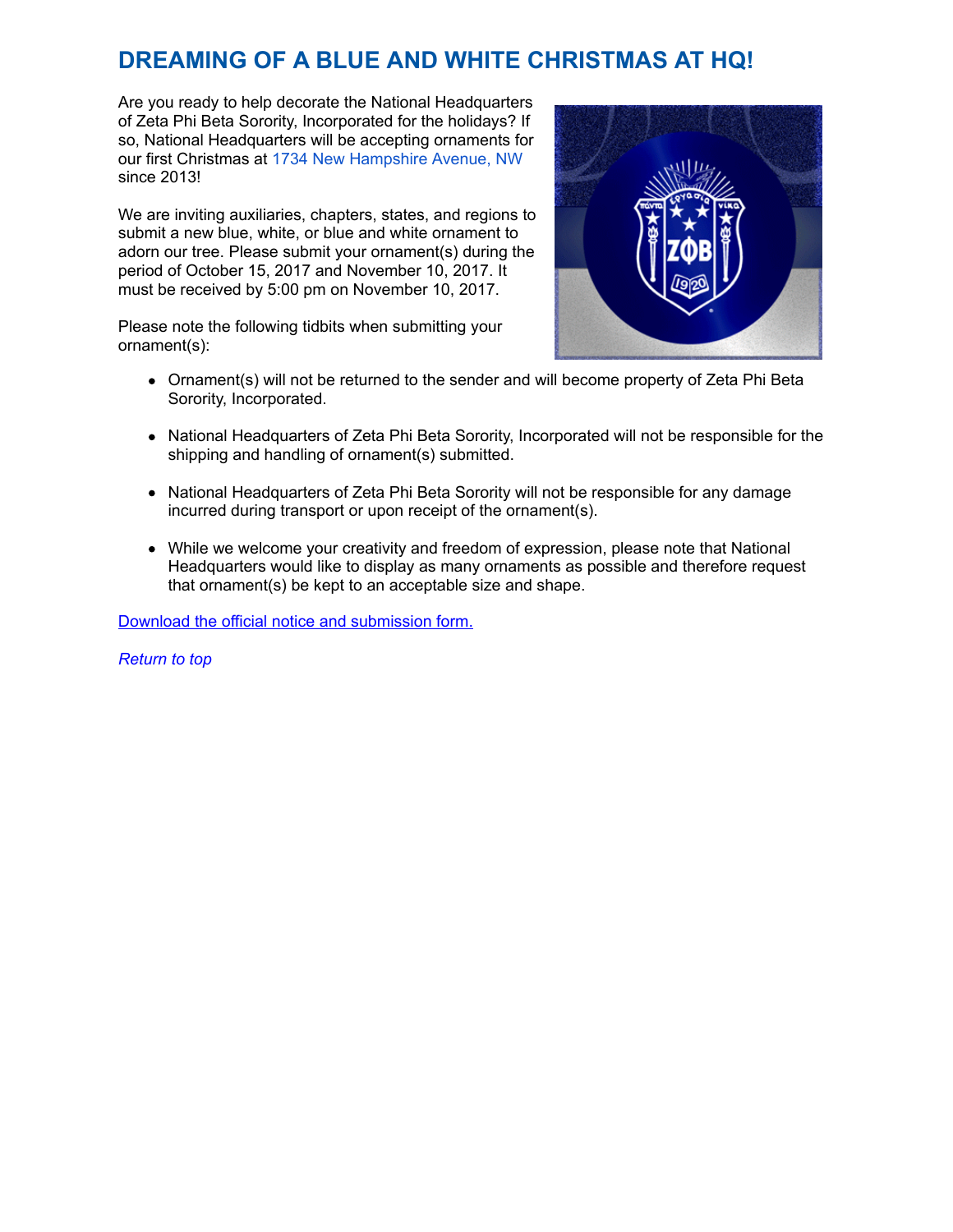# DREAMING OF A BLUE AND WHITE CHRISTMAS AT HQ!

Are you ready to help decorate the National Headquarters of Zeta Phi Beta Sorority, Incorporated for the holidays? If so, National Headquarters will be accepting ornaments for our first Christmas at 1734 New Hampshire Avenue, NW since 2013!

We are inviting auxiliaries, chapters, states, and regions to submit a new blue, white, or blue and white ornament to adorn our tree. Please submit your ornament(s) during the period of October 15, 2017 and November 10, 2017. It must be received by 5:00 pm on November 10, 2017.

Please note the following tidbits when submitting your ornament(s):

- Ornament(s) will not be returned to the sender and will become property of Zeta Phi Beta Sorority, Incorporated.
- National Headquarters of Zeta Phi Beta Sorority, Incorporated will not be responsible for the shipping and handling of ornament(s) submitted.
- National Headquarters of Zeta Phi Beta Sorority will not be responsible for any damage incurred during transport or upon receipt of the ornament(s).
- While we welcome your creativity and freedom of expression, please note that National Headquarters would like to display as many ornaments as possible and therefore request that ornament(s) be kept to an acceptable size and shape.

Download the official notice and submission form.

*Return to top*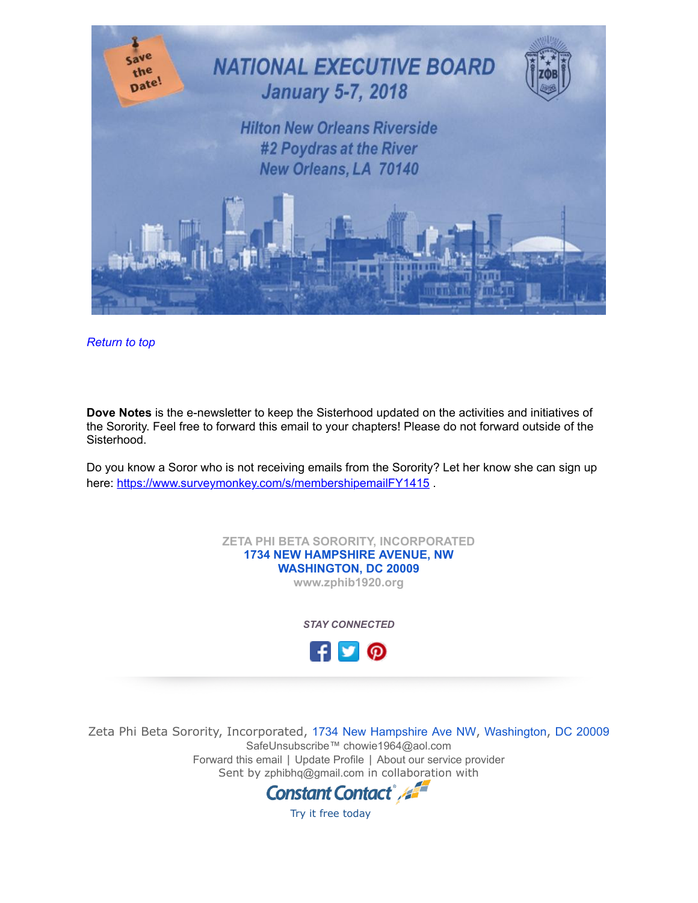# NATIONAL EXECUTIVE BOARD

## January 5-7, 2018

Save the Date!

Hilton New Orleans Riverside
#2 Poydras at the River
New Orleans, LA 70140

*Return to top*

**Dove Notes** is the e-newsletter to keep the Sisterhood updated on the activities and initiatives of the Sorority. Feel free to forward this email to your chapters! Please do not forward outside of the Sisterhood.

Do you know a Soror who is not receiving emails from the Sorority? Let her know she can sign up here: https://www.surveymonkey.com/s/membershipemailFY1415 .

**ZETA PHI BETA SORORITY, INCORPORATED**
**1734 NEW HAMPSHIRE AVENUE, NW**
**WASHINGTON, DC 20009**
**www.zphib1920.org**

***STAY CONNECTED***

Zeta Phi Beta Sorority, Incorporated, 1734 New Hampshire Ave NW, Washington, DC 20009
SafeUnsubscribe™ chowie1964@aol.com
Forward this email | Update Profile | About our service provider
Sent by zphibhq@gmail.com in collaboration with
Constant Contact
Try it free today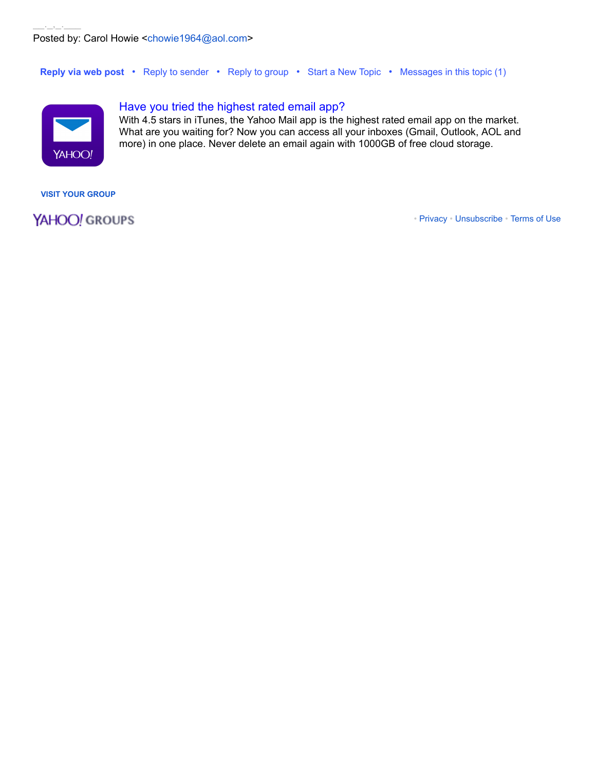__._,_.___

Posted by: Carol Howie <chowie1964@aol.com>

**Reply via web post** • Reply to sender • Reply to group • Start a New Topic • Messages in this topic (1)

Have you tried the highest rated email app?

With 4.5 stars in iTunes, the Yahoo Mail app is the highest rated email app on the market. What are you waiting for? Now you can access all your inboxes (Gmail, Outlook, AOL and more) in one place. Never delete an email again with 1000GB of free cloud storage.

**VISIT YOUR GROUP**

YAHOO! GROUPS

• Privacy • Unsubscribe • Terms of Use